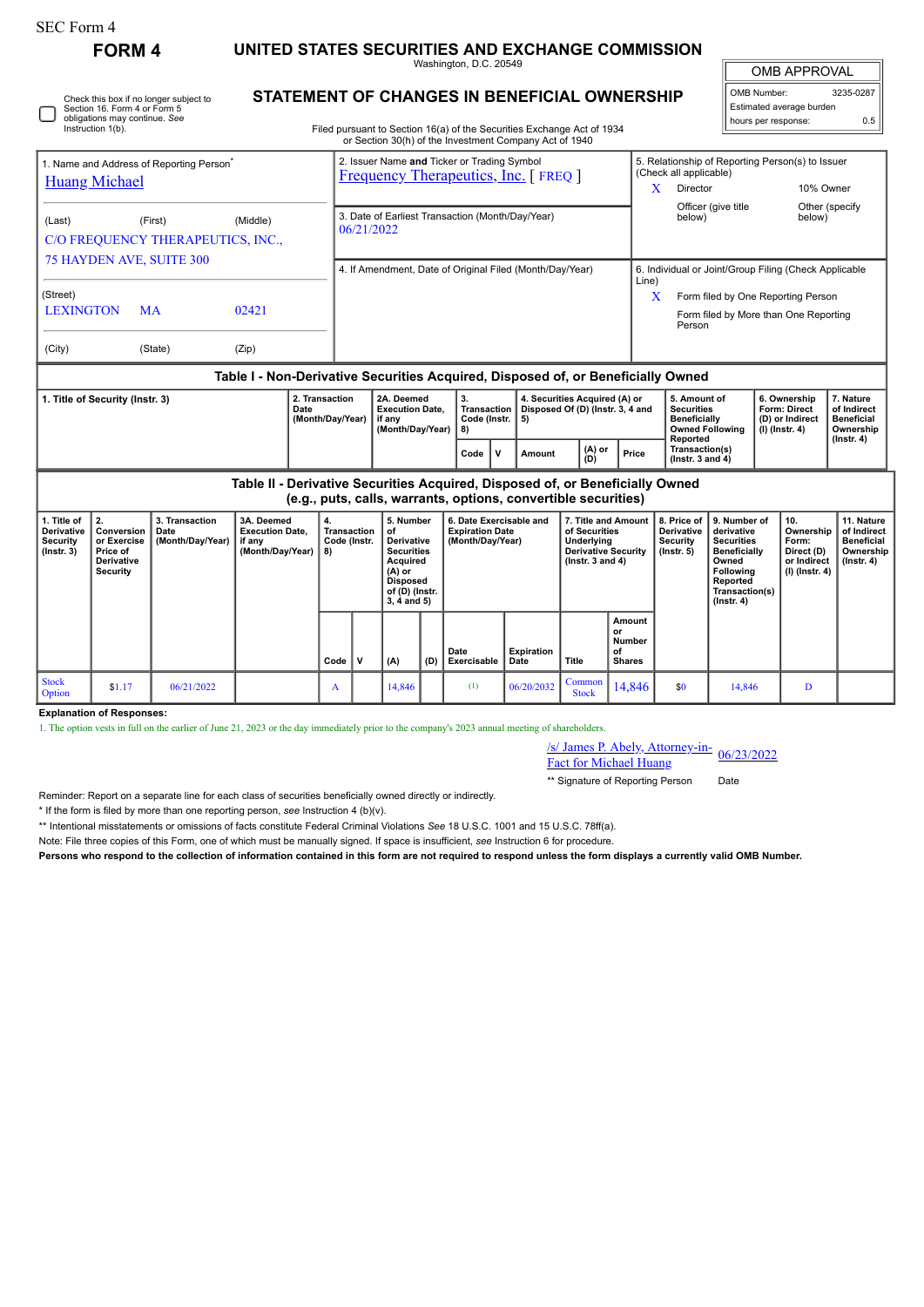SEC Form 4

# FORM 4

## UNITED STATES SECURITIES AND EXCHANGE COMMISSION

Washington, D.C. 20549

## STATEMENT OF CHANGES IN BENEFICIAL OWNERSHIP

Filed pursuant to Section 16(a) of the Securities Exchange Act of 1934 or Section 30(h) of the Investment Company Act of 1940

| OMB APPROVAL | |
|---|---|
| OMB Number: | 3235-0287 |
| Estimated average burden | |
| hours per response: | 0.5 |

☐ Check this box if no longer subject to Section 16. Form 4 or Form 5 obligations may continue. *See* Instruction 1(b).

**1. Name and Address of Reporting Person***
Huang Michael

(Last) (First) (Middle)
C/O FREQUENCY THERAPEUTICS, INC.,
75 HAYDEN AVE, SUITE 300

(Street)
LEXINGTON MA 02421

(City) (State) (Zip)

**2. Issuer Name and Ticker or Trading Symbol**
Frequency Therapeutics, Inc. [ FREQ ]

**3. Date of Earliest Transaction (Month/Day/Year)**
06/21/2022

**4. If Amendment, Date of Original Filed (Month/Day/Year)**

**5. Relationship of Reporting Person(s) to Issuer (Check all applicable)**
X Director
10% Owner
Officer (give title below)
Other (specify below)

**6. Individual or Joint/Group Filing (Check Applicable Line)**
X Form filed by One Reporting Person
Form filed by More than One Reporting Person

### Table I - Non-Derivative Securities Acquired, Disposed of, or Beneficially Owned

| 1. Title of Security (Instr. 3) | 2. Transaction Date (Month/Day/Year) | 2A. Deemed Execution Date, if any (Month/Day/Year) | 3. Transaction Code (Instr. 8) | | 4. Securities Acquired (A) or Disposed Of (D) (Instr. 3, 4 and 5) | | | 5. Amount of Securities Beneficially Owned Following Reported Transaction(s) (Instr. 3 and 4) | 6. Ownership Form: Direct (D) or Indirect (I) (Instr. 4) | 7. Nature of Indirect Beneficial Ownership (Instr. 4) |
|---|---|---|---|---|---|---|---|---|---|---|
| | | | Code | V | Amount | (A) or (D) | Price | | | |

### Table II - Derivative Securities Acquired, Disposed of, or Beneficially Owned (e.g., puts, calls, warrants, options, convertible securities)

| 1. Title of Derivative Security (Instr. 3) | 2. Conversion or Exercise Price of Derivative Security | 3. Transaction Date (Month/Day/Year) | 3A. Deemed Execution Date, if any (Month/Day/Year) | 4. Transaction Code (Instr. 8) | | 5. Number of Derivative Securities Acquired (A) or Disposed of (D) (Instr. 3, 4 and 5) | | 6. Date Exercisable and Expiration Date (Month/Day/Year) | | 7. Title and Amount of Securities Underlying Derivative Security (Instr. 3 and 4) | | 8. Price of Derivative Security (Instr. 5) | 9. Number of derivative Securities Beneficially Owned Following Reported Transaction(s) (Instr. 4) | 10. Ownership Form: Direct (D) or Indirect (I) (Instr. 4) | 11. Nature of Indirect Beneficial Ownership (Instr. 4) |
|---|---|---|---|---|---|---|---|---|---|---|---|---|---|---|---|
| | | | | Code | V | (A) | (D) | Date Exercisable | Expiration Date | Title | Amount or Number of Shares | | | | |
| Stock Option | $1.17 | 06/21/2022 | | A | | 14,846 | | (1) | 06/20/2032 | Common Stock | 14,846 | $0 | 14,846 | D | |

**Explanation of Responses:**

1. The option vests in full on the earlier of June 21, 2023 or the day immediately prior to the company's 2023 annual meeting of shareholders.

/s/ James P. Abely, Attorney-in-Fact for Michael Huang — 06/23/2022

** Signature of Reporting Person — Date

Reminder: Report on a separate line for each class of securities beneficially owned directly or indirectly.

\* If the form is filed by more than one reporting person, *see* Instruction 4 (b)(v).

** Intentional misstatements or omissions of facts constitute Federal Criminal Violations *See* 18 U.S.C. 1001 and 15 U.S.C. 78ff(a).

Note: File three copies of this Form, one of which must be manually signed. If space is insufficient, *see* Instruction 6 for procedure.

**Persons who respond to the collection of information contained in this form are not required to respond unless the form displays a currently valid OMB Number.**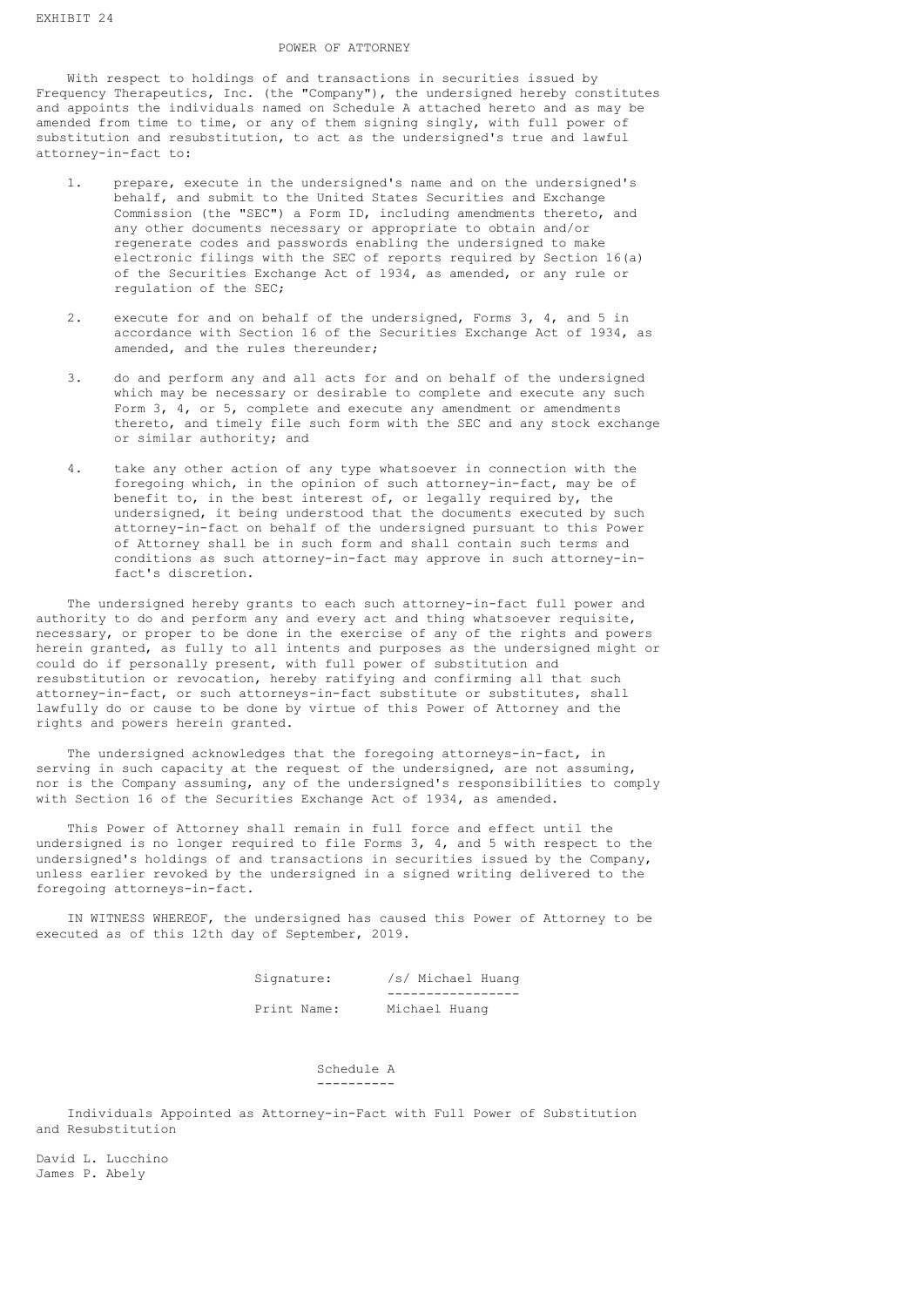EXHIBIT 24

# POWER OF ATTORNEY

With respect to holdings of and transactions in securities issued by Frequency Therapeutics, Inc. (the "Company"), the undersigned hereby constitutes and appoints the individuals named on Schedule A attached hereto and as may be amended from time to time, or any of them signing singly, with full power of substitution and resubstitution, to act as the undersigned's true and lawful attorney-in-fact to:

1. prepare, execute in the undersigned's name and on the undersigned's behalf, and submit to the United States Securities and Exchange Commission (the "SEC") a Form ID, including amendments thereto, and any other documents necessary or appropriate to obtain and/or regenerate codes and passwords enabling the undersigned to make electronic filings with the SEC of reports required by Section 16(a) of the Securities Exchange Act of 1934, as amended, or any rule or regulation of the SEC;

2. execute for and on behalf of the undersigned, Forms 3, 4, and 5 in accordance with Section 16 of the Securities Exchange Act of 1934, as amended, and the rules thereunder;

3. do and perform any and all acts for and on behalf of the undersigned which may be necessary or desirable to complete and execute any such Form 3, 4, or 5, complete and execute any amendment or amendments thereto, and timely file such form with the SEC and any stock exchange or similar authority; and

4. take any other action of any type whatsoever in connection with the foregoing which, in the opinion of such attorney-in-fact, may be of benefit to, in the best interest of, or legally required by, the undersigned, it being understood that the documents executed by such attorney-in-fact on behalf of the undersigned pursuant to this Power of Attorney shall be in such form and shall contain such terms and conditions as such attorney-in-fact may approve in such attorney-in-fact's discretion.

The undersigned hereby grants to each such attorney-in-fact full power and authority to do and perform any and every act and thing whatsoever requisite, necessary, or proper to be done in the exercise of any of the rights and powers herein granted, as fully to all intents and purposes as the undersigned might or could do if personally present, with full power of substitution and resubstitution or revocation, hereby ratifying and confirming all that such attorney-in-fact, or such attorneys-in-fact substitute or substitutes, shall lawfully do or cause to be done by virtue of this Power of Attorney and the rights and powers herein granted.

The undersigned acknowledges that the foregoing attorneys-in-fact, in serving in such capacity at the request of the undersigned, are not assuming, nor is the Company assuming, any of the undersigned's responsibilities to comply with Section 16 of the Securities Exchange Act of 1934, as amended.

This Power of Attorney shall remain in full force and effect until the undersigned is no longer required to file Forms 3, 4, and 5 with respect to the undersigned's holdings of and transactions in securities issued by the Company, unless earlier revoked by the undersigned in a signed writing delivered to the foregoing attorneys-in-fact.

IN WITNESS WHEREOF, the undersigned has caused this Power of Attorney to be executed as of this 12th day of September, 2019.

Signature: /s/ Michael Huang

Print Name: Michael Huang

## Schedule A

Individuals Appointed as Attorney-in-Fact with Full Power of Substitution and Resubstitution

David L. Lucchino
James P. Abely